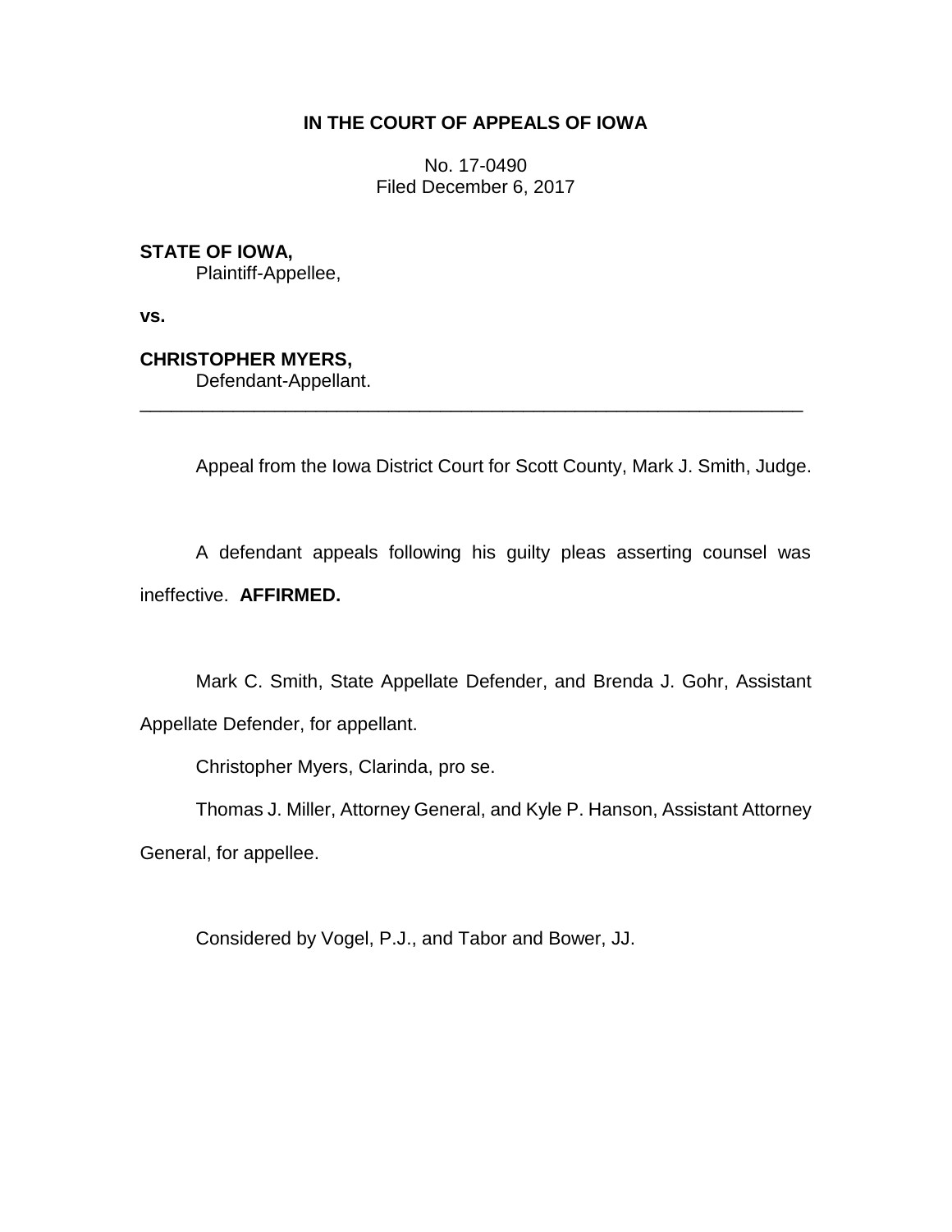**IN THE COURT OF APPEALS OF IOWA**

No. 17-0490
Filed December 6, 2017

**STATE OF IOWA,**
Plaintiff-Appellee,

**vs.**

**CHRISTOPHER MYERS,**
Defendant-Appellant.

---

Appeal from the Iowa District Court for Scott County, Mark J. Smith, Judge.

A defendant appeals following his guilty pleas asserting counsel was ineffective. **AFFIRMED.**

Mark C. Smith, State Appellate Defender, and Brenda J. Gohr, Assistant Appellate Defender, for appellant.

Christopher Myers, Clarinda, pro se.

Thomas J. Miller, Attorney General, and Kyle P. Hanson, Assistant Attorney General, for appellee.

Considered by Vogel, P.J., and Tabor and Bower, JJ.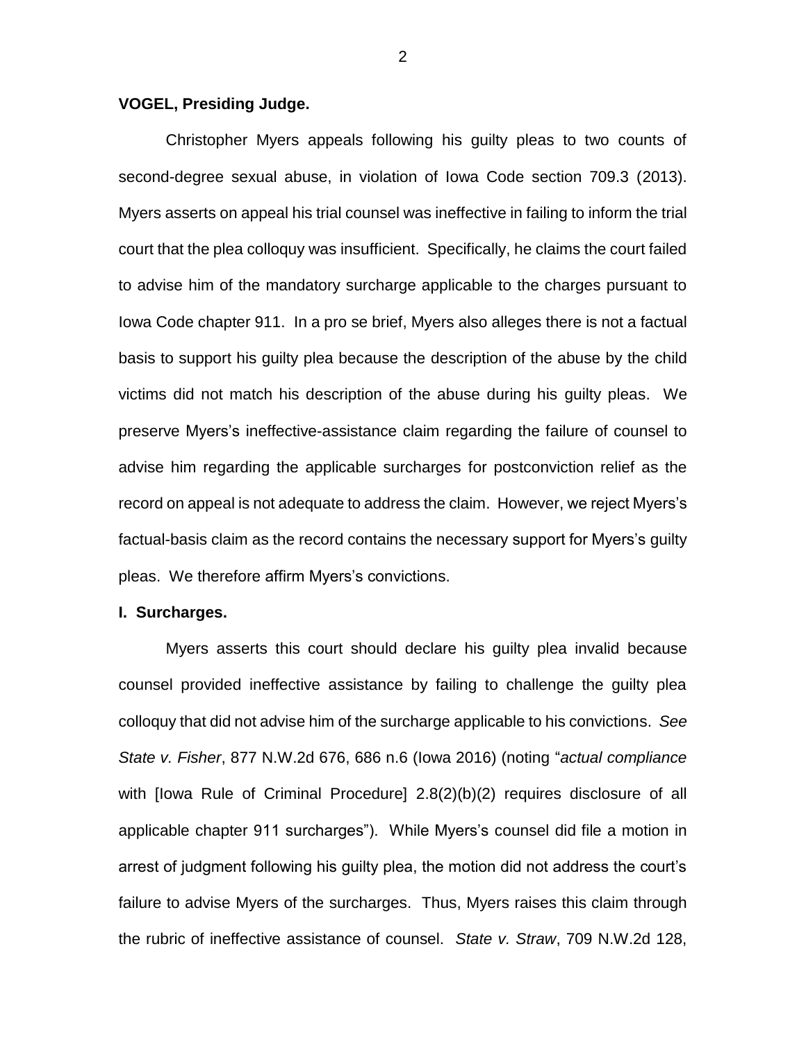**VOGEL, Presiding Judge.**

Christopher Myers appeals following his guilty pleas to two counts of second-degree sexual abuse, in violation of Iowa Code section 709.3 (2013). Myers asserts on appeal his trial counsel was ineffective in failing to inform the trial court that the plea colloquy was insufficient. Specifically, he claims the court failed to advise him of the mandatory surcharge applicable to the charges pursuant to Iowa Code chapter 911. In a pro se brief, Myers also alleges there is not a factual basis to support his guilty plea because the description of the abuse by the child victims did not match his description of the abuse during his guilty pleas. We preserve Myers's ineffective-assistance claim regarding the failure of counsel to advise him regarding the applicable surcharges for postconviction relief as the record on appeal is not adequate to address the claim. However, we reject Myers's factual-basis claim as the record contains the necessary support for Myers's guilty pleas. We therefore affirm Myers's convictions.

**I. Surcharges.**

Myers asserts this court should declare his guilty plea invalid because counsel provided ineffective assistance by failing to challenge the guilty plea colloquy that did not advise him of the surcharge applicable to his convictions. *See State v. Fisher*, 877 N.W.2d 676, 686 n.6 (Iowa 2016) (noting "*actual compliance* with [Iowa Rule of Criminal Procedure] 2.8(2)(b)(2) requires disclosure of all applicable chapter 911 surcharges"). While Myers's counsel did file a motion in arrest of judgment following his guilty plea, the motion did not address the court's failure to advise Myers of the surcharges. Thus, Myers raises this claim through the rubric of ineffective assistance of counsel. *State v. Straw*, 709 N.W.2d 128,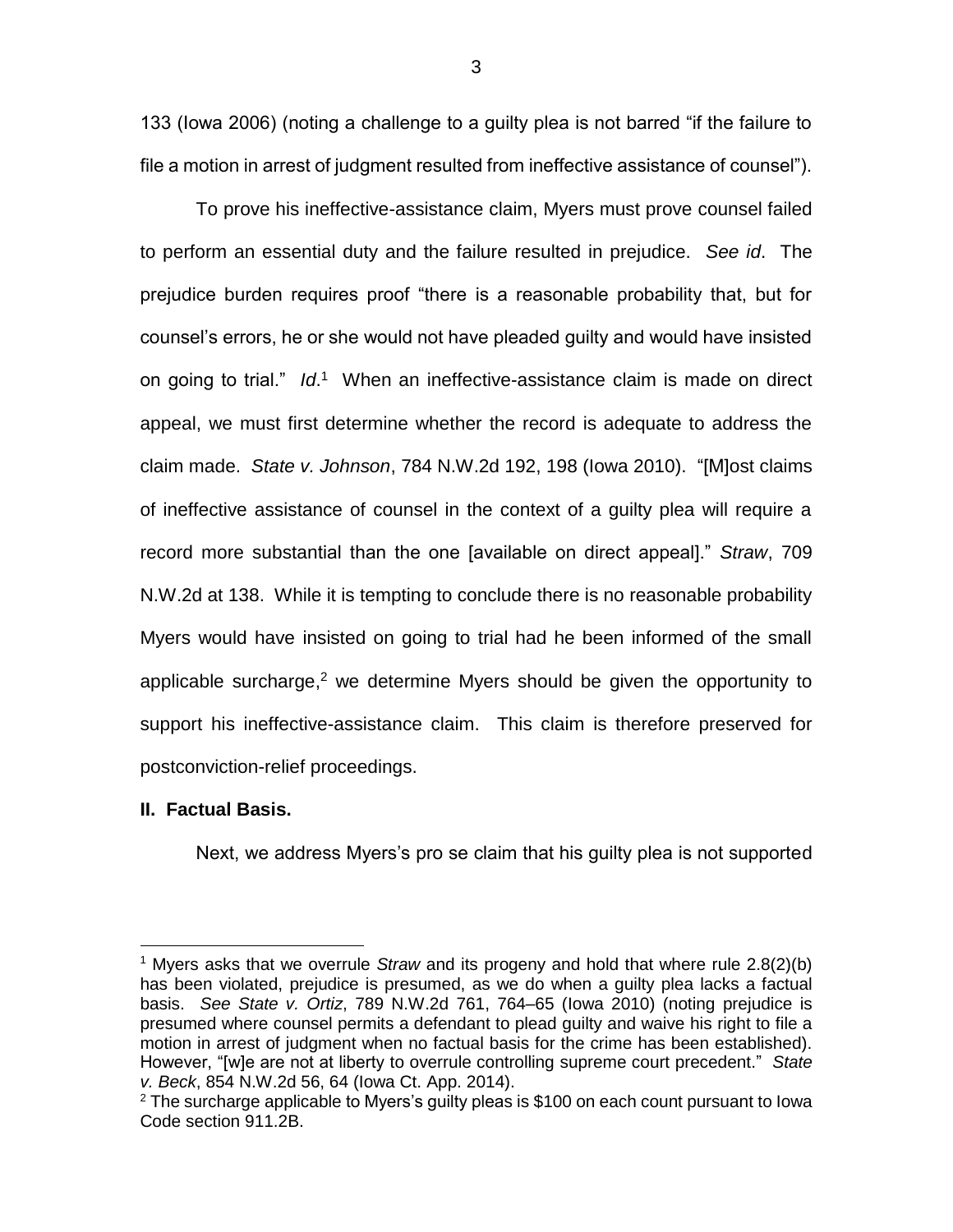133 (Iowa 2006) (noting a challenge to a guilty plea is not barred "if the failure to file a motion in arrest of judgment resulted from ineffective assistance of counsel").

To prove his ineffective-assistance claim, Myers must prove counsel failed to perform an essential duty and the failure resulted in prejudice. *See id*. The prejudice burden requires proof "there is a reasonable probability that, but for counsel's errors, he or she would not have pleaded guilty and would have insisted on going to trial." *Id*.[1] When an ineffective-assistance claim is made on direct appeal, we must first determine whether the record is adequate to address the claim made. *State v. Johnson*, 784 N.W.2d 192, 198 (Iowa 2010). "[M]ost claims of ineffective assistance of counsel in the context of a guilty plea will require a record more substantial than the one [available on direct appeal]." *Straw*, 709 N.W.2d at 138. While it is tempting to conclude there is no reasonable probability Myers would have insisted on going to trial had he been informed of the small applicable surcharge,[2] we determine Myers should be given the opportunity to support his ineffective-assistance claim. This claim is therefore preserved for postconviction-relief proceedings.

## II. Factual Basis.

Next, we address Myers's pro se claim that his guilty plea is not supported

---

[1] Myers asks that we overrule *Straw* and its progeny and hold that where rule 2.8(2)(b) has been violated, prejudice is presumed, as we do when a guilty plea lacks a factual basis. *See State v. Ortiz*, 789 N.W.2d 761, 764–65 (Iowa 2010) (noting prejudice is presumed where counsel permits a defendant to plead guilty and waive his right to file a motion in arrest of judgment when no factual basis for the crime has been established). However, "[w]e are not at liberty to overrule controlling supreme court precedent." *State v. Beck*, 854 N.W.2d 56, 64 (Iowa Ct. App. 2014).

[2] The surcharge applicable to Myers's guilty pleas is $100 on each count pursuant to Iowa Code section 911.2B.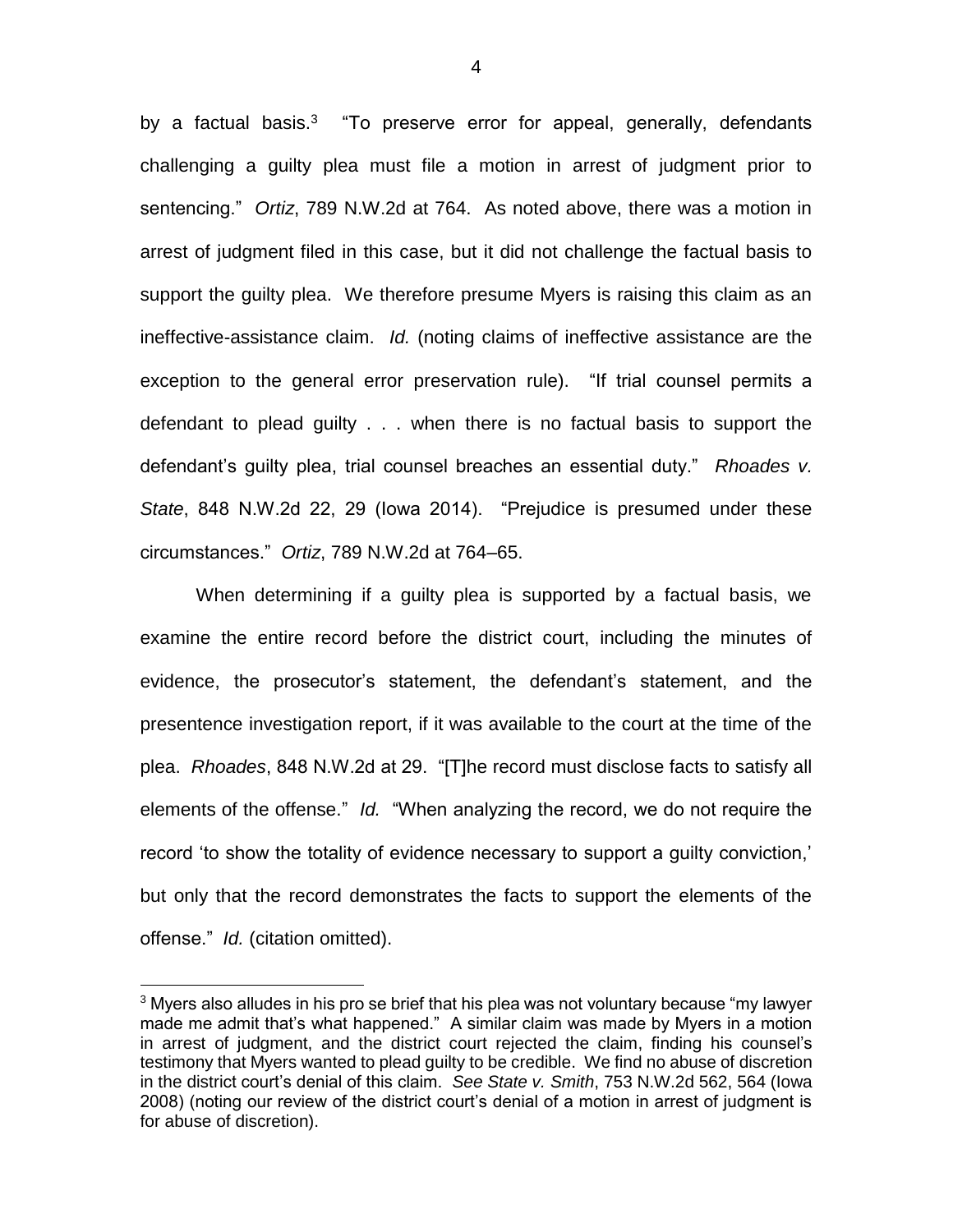by a factual basis.[3] "To preserve error for appeal, generally, defendants challenging a guilty plea must file a motion in arrest of judgment prior to sentencing." *Ortiz*, 789 N.W.2d at 764. As noted above, there was a motion in arrest of judgment filed in this case, but it did not challenge the factual basis to support the guilty plea. We therefore presume Myers is raising this claim as an ineffective-assistance claim. *Id.* (noting claims of ineffective assistance are the exception to the general error preservation rule). "If trial counsel permits a defendant to plead guilty . . . when there is no factual basis to support the defendant's guilty plea, trial counsel breaches an essential duty." *Rhoades v. State*, 848 N.W.2d 22, 29 (Iowa 2014). "Prejudice is presumed under these circumstances." *Ortiz*, 789 N.W.2d at 764–65.

When determining if a guilty plea is supported by a factual basis, we examine the entire record before the district court, including the minutes of evidence, the prosecutor's statement, the defendant's statement, and the presentence investigation report, if it was available to the court at the time of the plea. *Rhoades*, 848 N.W.2d at 29. "[T]he record must disclose facts to satisfy all elements of the offense." *Id.* "When analyzing the record, we do not require the record 'to show the totality of evidence necessary to support a guilty conviction,' but only that the record demonstrates the facts to support the elements of the offense." *Id.* (citation omitted).

[3] Myers also alludes in his pro se brief that his plea was not voluntary because "my lawyer made me admit that's what happened." A similar claim was made by Myers in a motion in arrest of judgment, and the district court rejected the claim, finding his counsel's testimony that Myers wanted to plead guilty to be credible. We find no abuse of discretion in the district court's denial of this claim. *See State v. Smith*, 753 N.W.2d 562, 564 (Iowa 2008) (noting our review of the district court's denial of a motion in arrest of judgment is for abuse of discretion).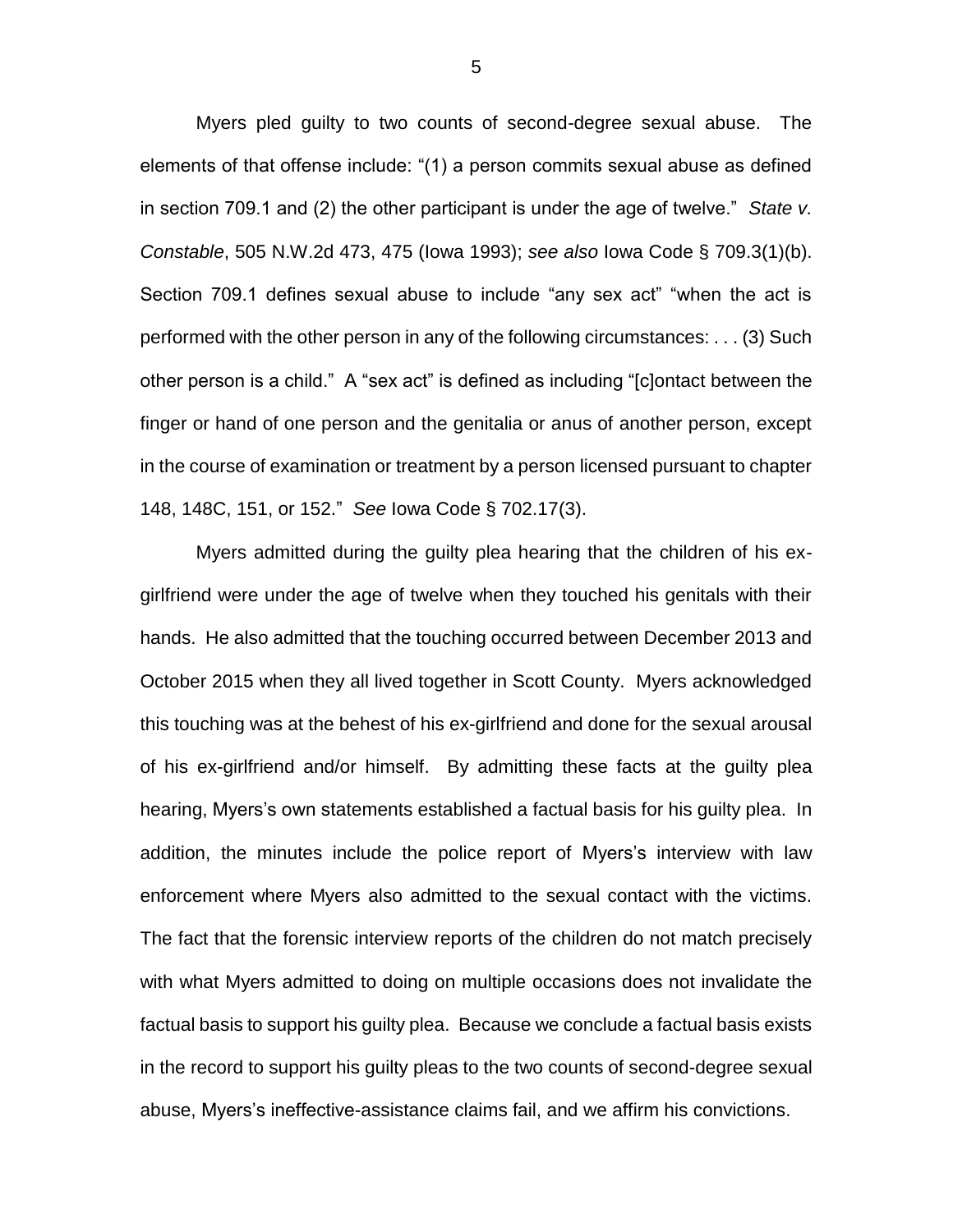Myers pled guilty to two counts of second-degree sexual abuse. The elements of that offense include: "(1) a person commits sexual abuse as defined in section 709.1 and (2) the other participant is under the age of twelve." *State v. Constable*, 505 N.W.2d 473, 475 (Iowa 1993); *see also* Iowa Code § 709.3(1)(b). Section 709.1 defines sexual abuse to include "any sex act" "when the act is performed with the other person in any of the following circumstances: . . . (3) Such other person is a child." A "sex act" is defined as including "[c]ontact between the finger or hand of one person and the genitalia or anus of another person, except in the course of examination or treatment by a person licensed pursuant to chapter 148, 148C, 151, or 152." *See* Iowa Code § 702.17(3).

Myers admitted during the guilty plea hearing that the children of his ex-girlfriend were under the age of twelve when they touched his genitals with their hands. He also admitted that the touching occurred between December 2013 and October 2015 when they all lived together in Scott County. Myers acknowledged this touching was at the behest of his ex-girlfriend and done for the sexual arousal of his ex-girlfriend and/or himself. By admitting these facts at the guilty plea hearing, Myers's own statements established a factual basis for his guilty plea. In addition, the minutes include the police report of Myers's interview with law enforcement where Myers also admitted to the sexual contact with the victims. The fact that the forensic interview reports of the children do not match precisely with what Myers admitted to doing on multiple occasions does not invalidate the factual basis to support his guilty plea. Because we conclude a factual basis exists in the record to support his guilty pleas to the two counts of second-degree sexual abuse, Myers's ineffective-assistance claims fail, and we affirm his convictions.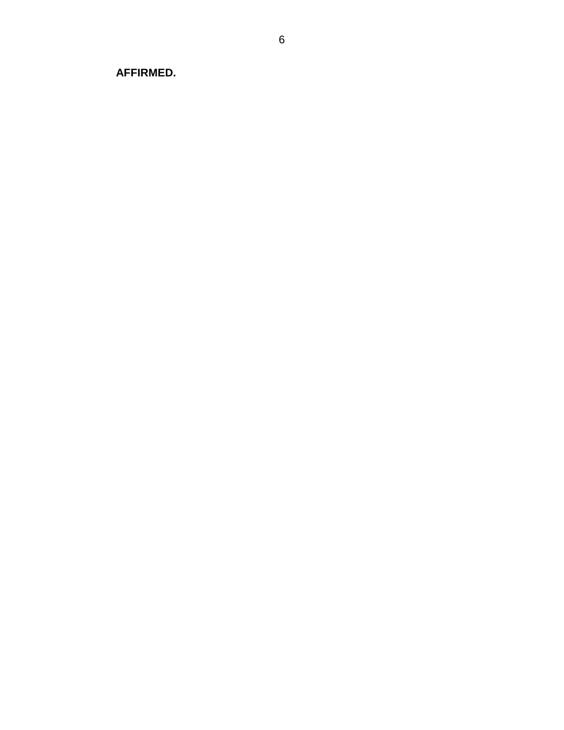**AFFIRMED.**